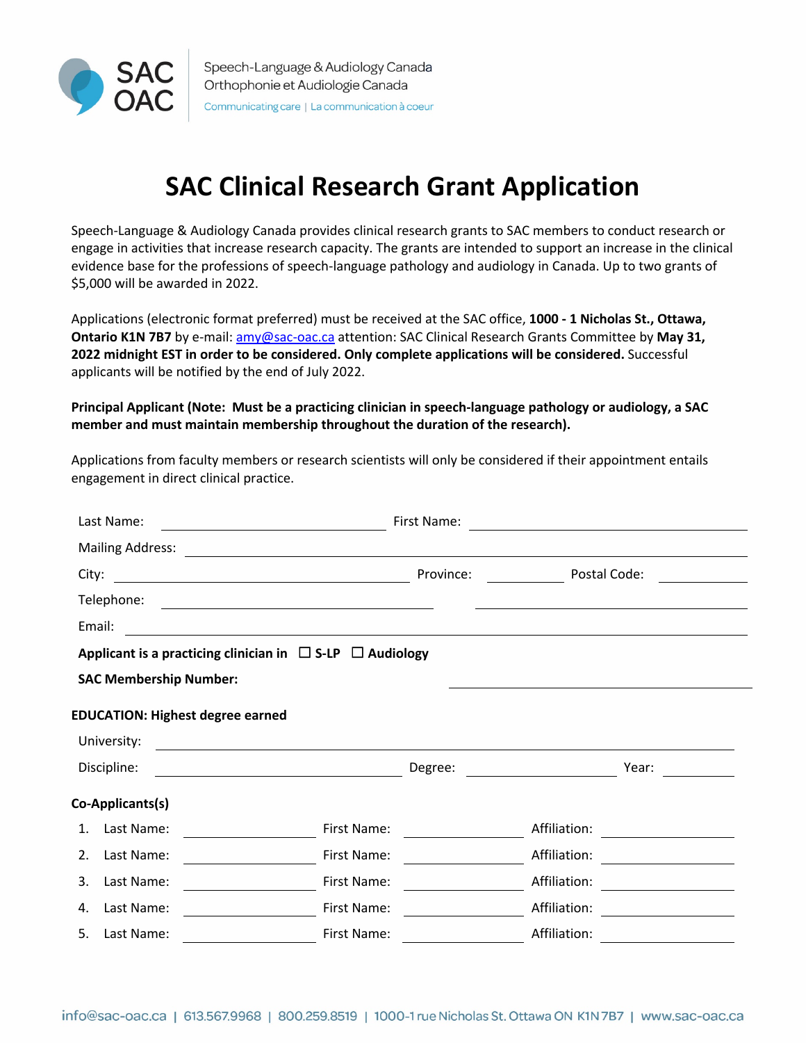Speech-Language & Audiology Canada
Orthophonie et Audiologie Canada
Communicating care | La communication à coeur

# SAC Clinical Research Grant Application

Speech-Language & Audiology Canada provides clinical research grants to SAC members to conduct research or engage in activities that increase research capacity. The grants are intended to support an increase in the clinical evidence base for the professions of speech-language pathology and audiology in Canada. Up to two grants of $5,000 will be awarded in 2022.

Applications (electronic format preferred) must be received at the SAC office, **1000 - 1 Nicholas St., Ottawa, Ontario K1N 7B7** by e-mail: amy@sac-oac.ca attention: SAC Clinical Research Grants Committee by **May 31, 2022 midnight EST in order to be considered. Only complete applications will be considered.** Successful applicants will be notified by the end of July 2022.

**Principal Applicant (Note: Must be a practicing clinician in speech-language pathology or audiology, a SAC member and must maintain membership throughout the duration of the research).**

Applications from faculty members or research scientists will only be considered if their appointment entails engagement in direct clinical practice.

Last Name: ____________________ First Name: ____________________

Mailing Address: ____________________

City: ____________________ Province: __________ Postal Code: __________

Telephone: ____________________ ____________________

Email: ____________________

**Applicant is a practicing clinician in** ☐ **S-LP** ☐ **Audiology**

**SAC Membership Number:** ____________________

**EDUCATION: Highest degree earned**

University: ____________________

Discipline: ____________________ Degree: __________ Year: __________

**Co-Applicants(s)**

1. Last Name: __________ First Name: __________ Affiliation: __________
2. Last Name: __________ First Name: __________ Affiliation: __________
3. Last Name: __________ First Name: __________ Affiliation: __________
4. Last Name: __________ First Name: __________ Affiliation: __________
5. Last Name: __________ First Name: __________ Affiliation: __________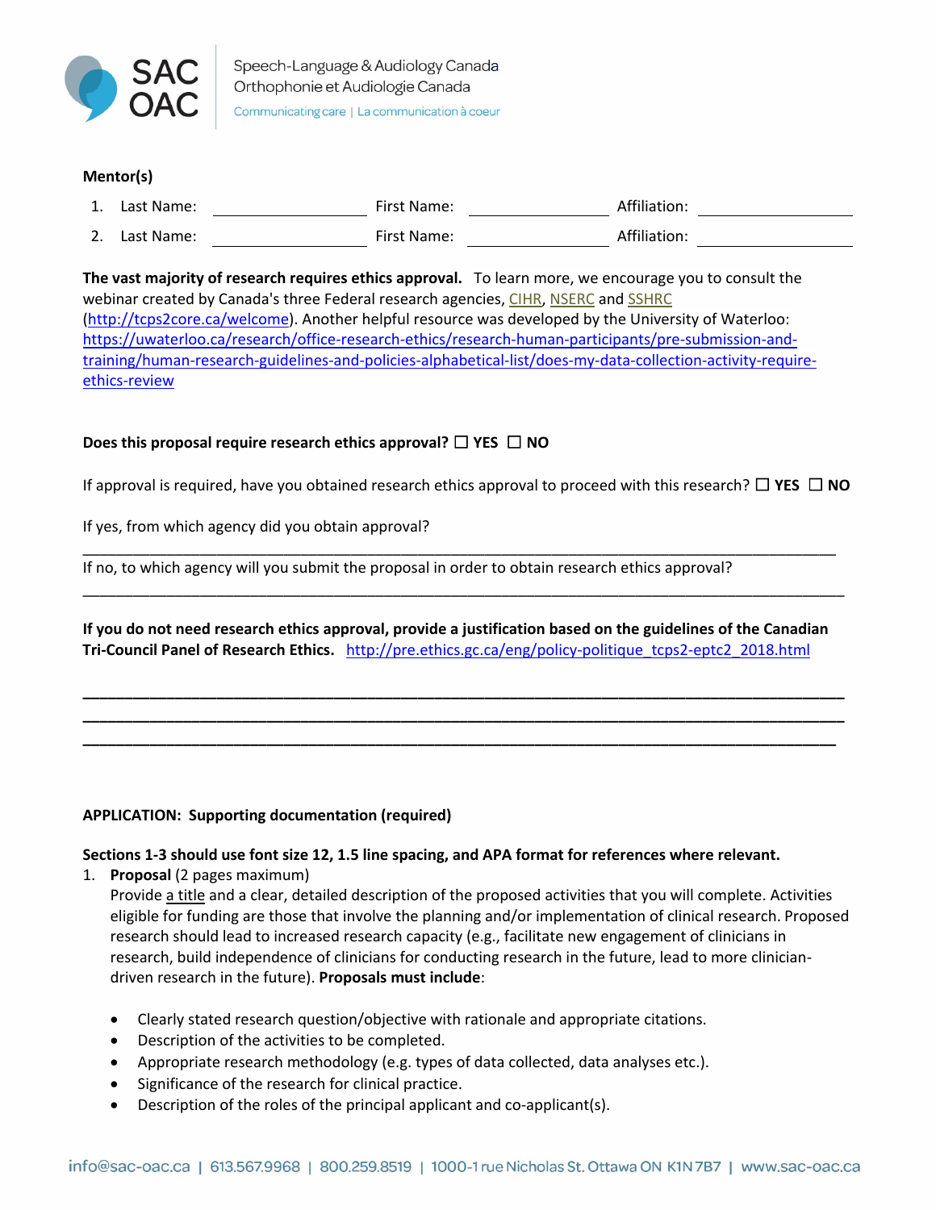**Mentor(s)**

1. Last Name: ____________________ First Name: __________________ Affiliation: ____________________
2. Last Name: ____________________ First Name: __________________ Affiliation: ____________________

**The vast majority of research requires ethics approval.** To learn more, we encourage you to consult the webinar created by Canada's three Federal research agencies, CIHR, NSERC and SSHRC (http://tcps2core.ca/welcome). Another helpful resource was developed by the University of Waterloo: https://uwaterloo.ca/research/office-research-ethics/research-human-participants/pre-submission-and-training/human-research-guidelines-and-policies-alphabetical-list/does-my-data-collection-activity-require-ethics-review

**Does this proposal require research ethics approval?** ☐ **YES** ☐ **NO**

If approval is required, have you obtained research ethics approval to proceed with this research? ☐ **YES** ☐ **NO**

If yes, from which agency did you obtain approval?

_______________________________________________________________________________________

If no, to which agency will you submit the proposal in order to obtain research ethics approval?

_______________________________________________________________________________________

**If you do not need research ethics approval, provide a justification based on the guidelines of the Canadian Tri-Council Panel of Research Ethics.** http://pre.ethics.gc.ca/eng/policy-politique_tcps2-eptc2_2018.html

_______________________________________________________________________________________
_______________________________________________________________________________________
_______________________________________________________________________________________

**APPLICATION: Supporting documentation (required)**

**Sections 1-3 should use font size 12, 1.5 line spacing, and APA format for references where relevant.**

1. **Proposal** (2 pages maximum)
   Provide a title and a clear, detailed description of the proposed activities that you will complete. Activities eligible for funding are those that involve the planning and/or implementation of clinical research. Proposed research should lead to increased research capacity (e.g., facilitate new engagement of clinicians in research, build independence of clinicians for conducting research in the future, lead to more clinician-driven research in the future). **Proposals must include**:

   - Clearly stated research question/objective with rationale and appropriate citations.
   - Description of the activities to be completed.
   - Appropriate research methodology (e.g. types of data collected, data analyses etc.).
   - Significance of the research for clinical practice.
   - Description of the roles of the principal applicant and co-applicant(s).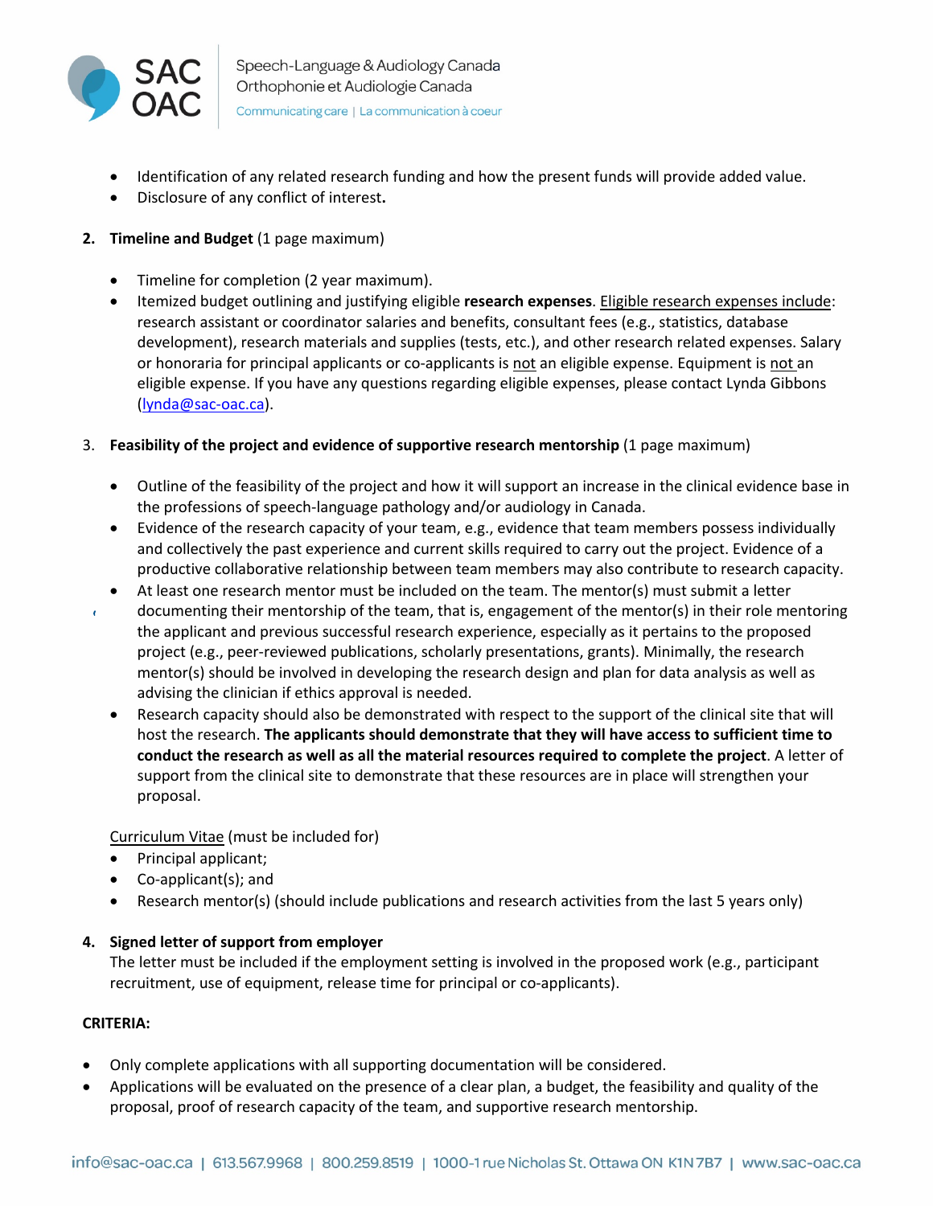- Identification of any related research funding and how the present funds will provide added value.
- Disclosure of any conflict of interest**.**

2. **Timeline and Budget** (1 page maximum)

    - Timeline for completion (2 year maximum).
    - Itemized budget outlining and justifying eligible **research expenses**. Eligible research expenses include: research assistant or coordinator salaries and benefits, consultant fees (e.g., statistics, database development), research materials and supplies (tests, etc.), and other research related expenses. Salary or honoraria for principal applicants or co-applicants is not an eligible expense. Equipment is not an eligible expense. If you have any questions regarding eligible expenses, please contact Lynda Gibbons (lynda@sac-oac.ca).

3. **Feasibility of the project and evidence of supportive research mentorship** (1 page maximum)

    - Outline of the feasibility of the project and how it will support an increase in the clinical evidence base in the professions of speech-language pathology and/or audiology in Canada.
    - Evidence of the research capacity of your team, e.g., evidence that team members possess individually and collectively the past experience and current skills required to carry out the project. Evidence of a productive collaborative relationship between team members may also contribute to research capacity.
    - At least one research mentor must be included on the team. The mentor(s) must submit a letter documenting their mentorship of the team, that is, engagement of the mentor(s) in their role mentoring the applicant and previous successful research experience, especially as it pertains to the proposed project (e.g., peer-reviewed publications, scholarly presentations, grants). Minimally, the research mentor(s) should be involved in developing the research design and plan for data analysis as well as advising the clinician if ethics approval is needed.
    - Research capacity should also be demonstrated with respect to the support of the clinical site that will host the research. **The applicants should demonstrate that they will have access to sufficient time to conduct the research as well as all the material resources required to complete the project**. A letter of support from the clinical site to demonstrate that these resources are in place will strengthen your proposal.

    Curriculum Vitae (must be included for)

    - Principal applicant;
    - Co-applicant(s); and
    - Research mentor(s) (should include publications and research activities from the last 5 years only)

4. **Signed letter of support from employer**

    The letter must be included if the employment setting is involved in the proposed work (e.g., participant recruitment, use of equipment, release time for principal or co-applicants).

**CRITERIA:**

- Only complete applications with all supporting documentation will be considered.
- Applications will be evaluated on the presence of a clear plan, a budget, the feasibility and quality of the proposal, proof of research capacity of the team, and supportive research mentorship.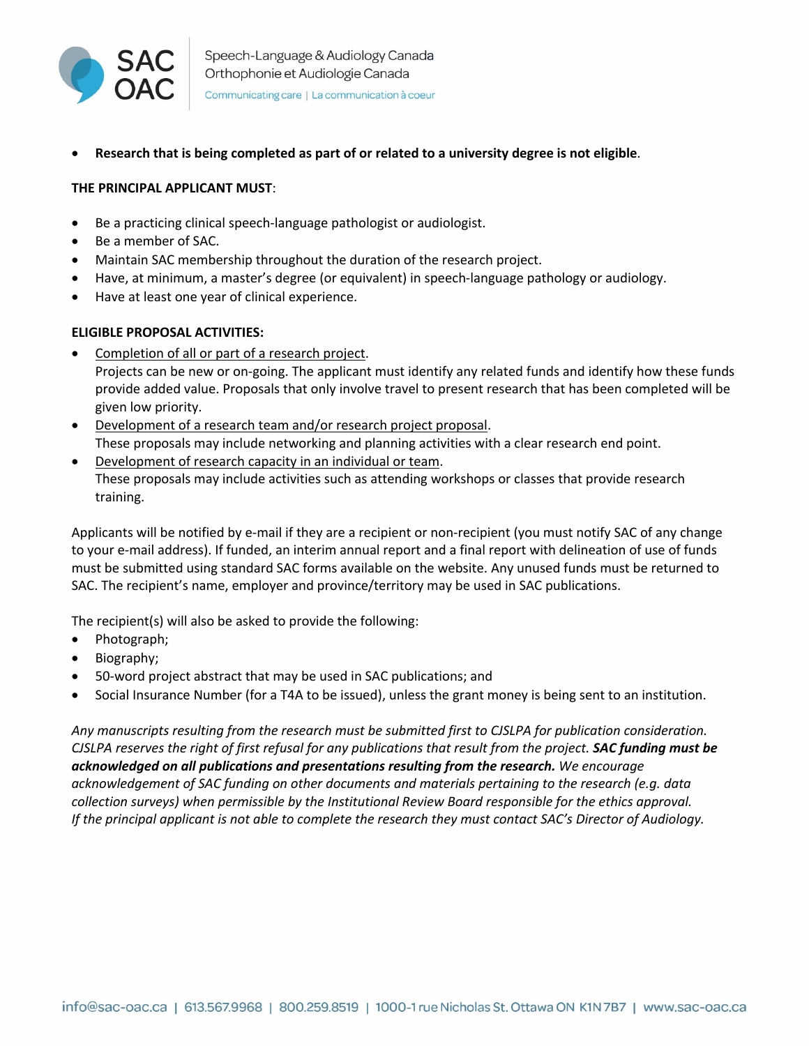- **Research that is being completed as part of or related to a university degree is not eligible**.

**THE PRINCIPAL APPLICANT MUST**:

- Be a practicing clinical speech-language pathologist or audiologist.
- Be a member of SAC.
- Maintain SAC membership throughout the duration of the research project.
- Have, at minimum, a master's degree (or equivalent) in speech-language pathology or audiology.
- Have at least one year of clinical experience.

**ELIGIBLE PROPOSAL ACTIVITIES:**

- Completion of all or part of a research project.
  Projects can be new or on-going. The applicant must identify any related funds and identify how these funds provide added value. Proposals that only involve travel to present research that has been completed will be given low priority.
- Development of a research team and/or research project proposal.
  These proposals may include networking and planning activities with a clear research end point.
- Development of research capacity in an individual or team.
  These proposals may include activities such as attending workshops or classes that provide research training.

Applicants will be notified by e-mail if they are a recipient or non-recipient (you must notify SAC of any change to your e-mail address). If funded, an interim annual report and a final report with delineation of use of funds must be submitted using standard SAC forms available on the website. Any unused funds must be returned to SAC. The recipient's name, employer and province/territory may be used in SAC publications.

The recipient(s) will also be asked to provide the following:

- Photograph;
- Biography;
- 50-word project abstract that may be used in SAC publications; and
- Social Insurance Number (for a T4A to be issued), unless the grant money is being sent to an institution.

*Any manuscripts resulting from the research must be submitted first to CJSLPA for publication consideration. CJSLPA reserves the right of first refusal for any publications that result from the project.* ***SAC funding must be acknowledged on all publications and presentations resulting from the research.*** *We encourage acknowledgement of SAC funding on other documents and materials pertaining to the research (e.g. data collection surveys) when permissible by the Institutional Review Board responsible for the ethics approval. If the principal applicant is not able to complete the research they must contact SAC's Director of Audiology.*